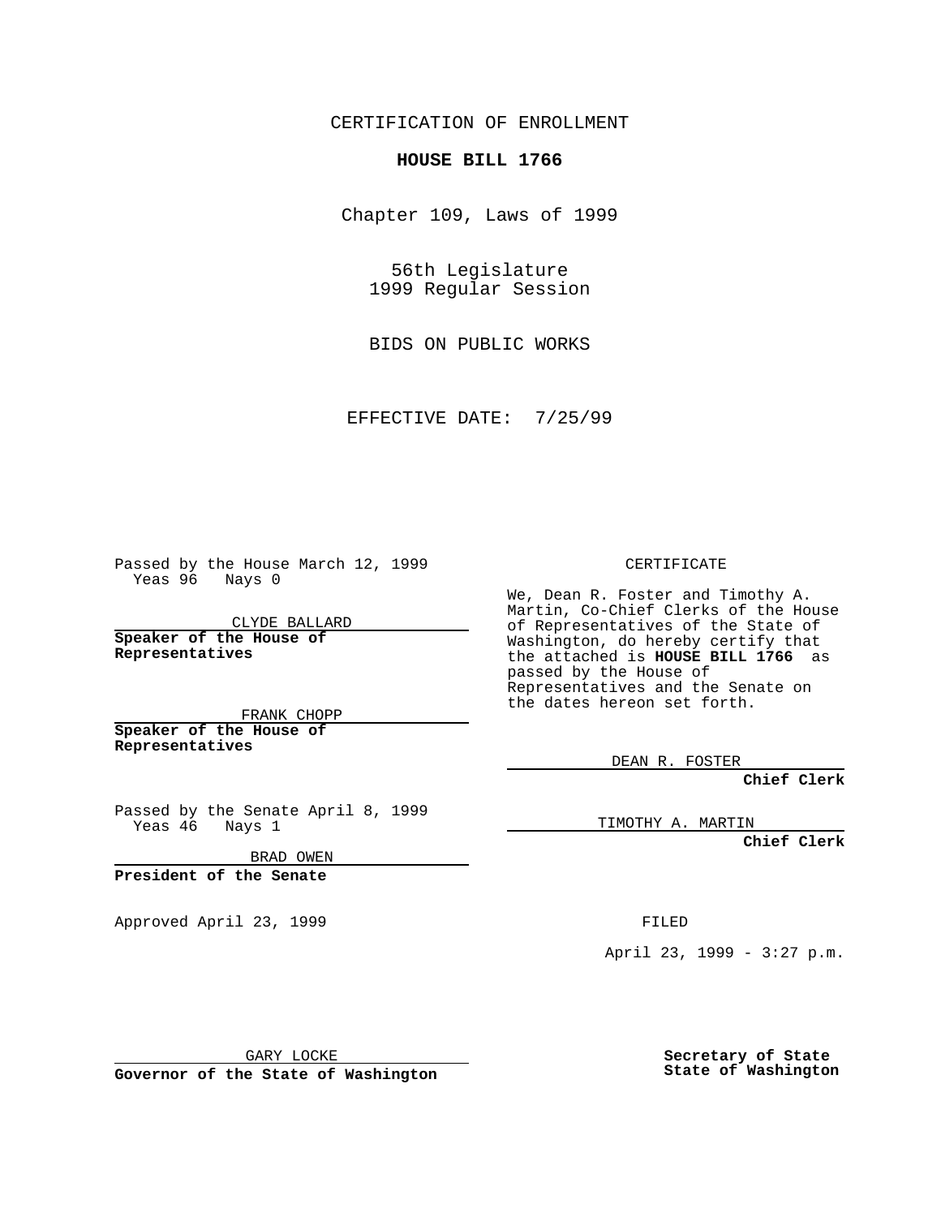CERTIFICATION OF ENROLLMENT

**HOUSE BILL 1766**

Chapter 109, Laws of 1999

56th Legislature
1999 Regular Session

BIDS ON PUBLIC WORKS

EFFECTIVE DATE: 7/25/99

Passed by the House March 12, 1999
Yeas 96 Nays 0

CLYDE BALLARD

**Speaker of the House of Representatives**

FRANK CHOPP

**Speaker of the House of Representatives**

Passed by the Senate April 8, 1999
Yeas 46 Nays 1

BRAD OWEN

**President of the Senate**

Approved April 23, 1999

GARY LOCKE

**Governor of the State of Washington**

CERTIFICATE

We, Dean R. Foster and Timothy A. Martin, Co-Chief Clerks of the House of Representatives of the State of Washington, do hereby certify that the attached is **HOUSE BILL 1766** as passed by the House of Representatives and the Senate on the dates hereon set forth.

DEAN R. FOSTER

**Chief Clerk**

TIMOTHY A. MARTIN

**Chief Clerk**

FILED

April 23, 1999 - 3:27 p.m.

**Secretary of State**
**State of Washington**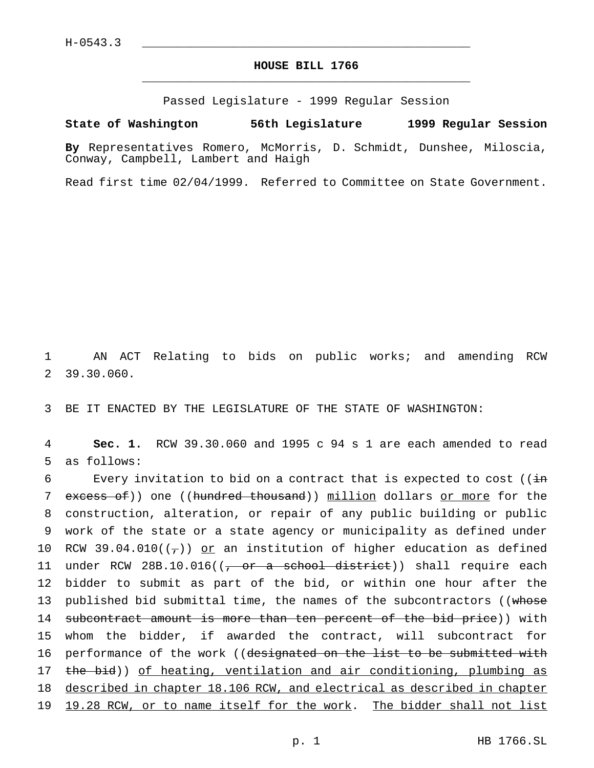H-0543.3

**HOUSE BILL 1766**

Passed Legislature - 1999 Regular Session

**State of Washington 56th Legislature 1999 Regular Session**

**By** Representatives Romero, McMorris, D. Schmidt, Dunshee, Miloscia, Conway, Campbell, Lambert and Haigh

Read first time 02/04/1999. Referred to Committee on State Government.

1 AN ACT Relating to bids on public works; and amending RCW
2 39.30.060.

3 BE IT ENACTED BY THE LEGISLATURE OF THE STATE OF WASHINGTON:

4 **Sec. 1.** RCW 39.30.060 and 1995 c 94 s 1 are each amended to read
5 as follows:

6 Every invitation to bid on a contract that is expected to cost ((~~in~~
7 ~~excess of~~)) one ((~~hundred thousand~~)) <u>million</u> dollars <u>or more</u> for the
8 construction, alteration, or repair of any public building or public
9 work of the state or a state agency or municipality as defined under
10 RCW 39.04.010((~~,~~)) <u>or</u> an institution of higher education as defined
11 under RCW 28B.10.016((~~, or a school district~~)) shall require each
12 bidder to submit as part of the bid, or within one hour after the
13 published bid submittal time, the names of the subcontractors ((~~whose~~
14 ~~subcontract amount is more than ten percent of the bid price~~)) with
15 whom the bidder, if awarded the contract, will subcontract for
16 performance of the work ((~~designated on the list to be submitted with~~
17 ~~the bid~~)) <u>of heating, ventilation and air conditioning, plumbing as</u>
18 <u>described in chapter 18.106 RCW, and electrical as described in chapter</u>
19 <u>19.28 RCW, or to name itself for the work</u>. <u>The bidder shall not list</u>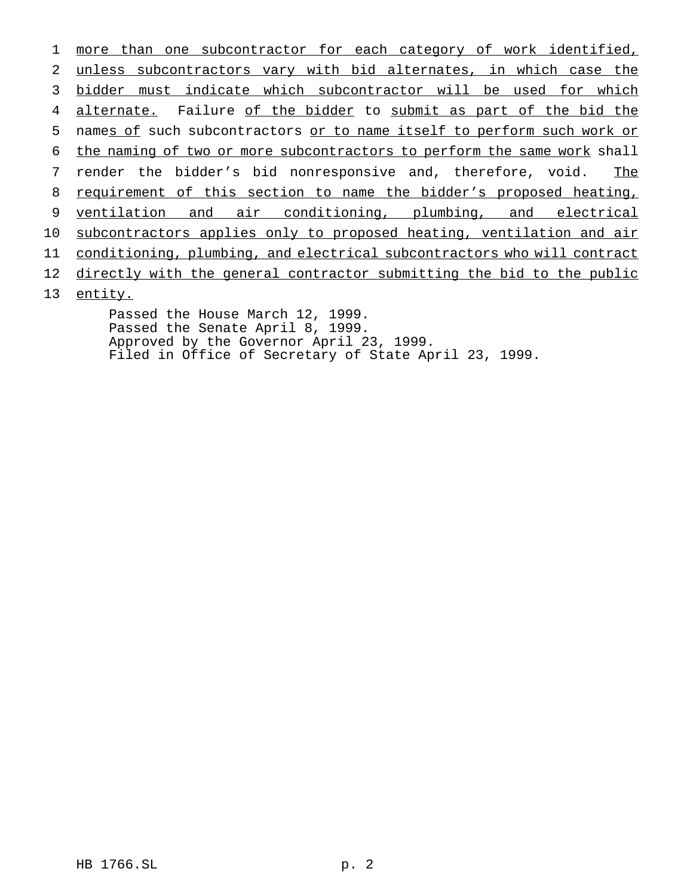more than one subcontractor for each category of work identified, unless subcontractors vary with bid alternates, in which case the bidder must indicate which subcontractor will be used for which alternate. Failure of the bidder to submit as part of the bid the names of such subcontractors or to name itself to perform such work or the naming of two or more subcontractors to perform the same work shall render the bidder's bid nonresponsive and, therefore, void. The requirement of this section to name the bidder's proposed heating, ventilation and air conditioning, plumbing, and electrical subcontractors applies only to proposed heating, ventilation and air conditioning, plumbing, and electrical subcontractors who will contract directly with the general contractor submitting the bid to the public entity.

Passed the House March 12, 1999.
Passed the Senate April 8, 1999.
Approved by the Governor April 23, 1999.
Filed in Office of Secretary of State April 23, 1999.